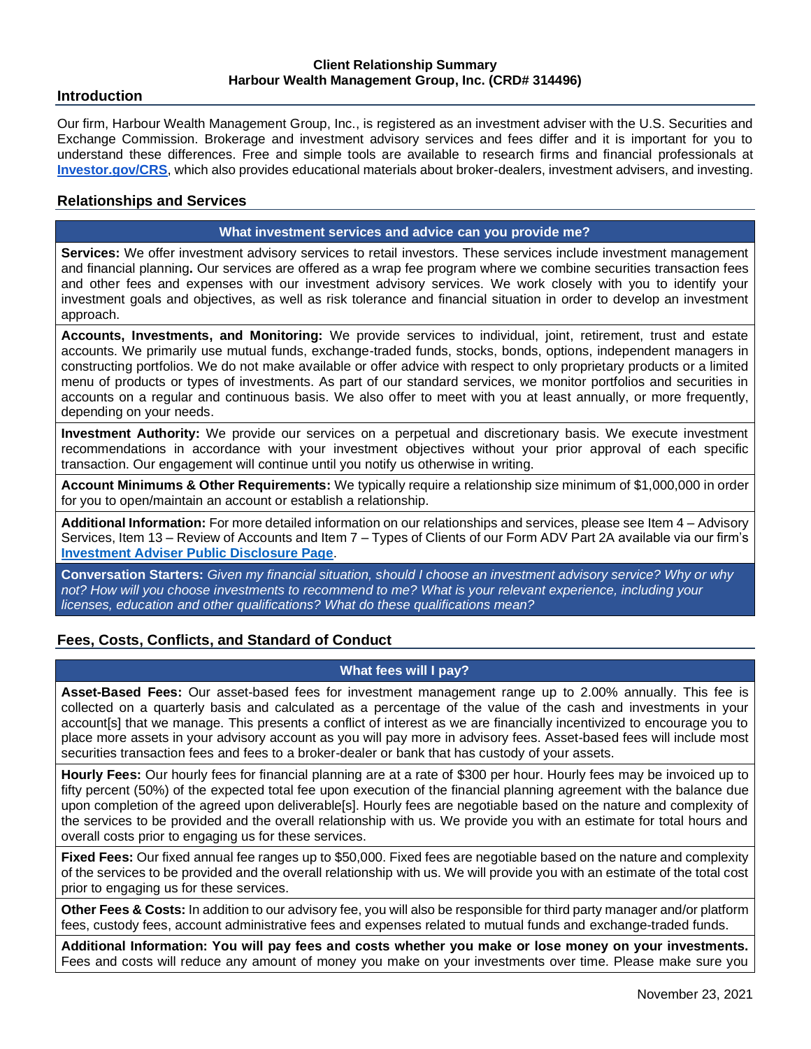**Client Relationship Summary**
**Harbour Wealth Management Group, Inc. (CRD# 314496)**

## Introduction

Our firm, Harbour Wealth Management Group, Inc., is registered as an investment adviser with the U.S. Securities and Exchange Commission. Brokerage and investment advisory services and fees differ and it is important for you to understand these differences. Free and simple tools are available to research firms and financial professionals at **[Investor.gov/CRS](https://Investor.gov/CRS)**, which also provides educational materials about broker-dealers, investment advisers, and investing.

## Relationships and Services

### What investment services and advice can you provide me?

**Services:** We offer investment advisory services to retail investors. These services include investment management and financial planning**.** Our services are offered as a wrap fee program where we combine securities transaction fees and other fees and expenses with our investment advisory services. We work closely with you to identify your investment goals and objectives, as well as risk tolerance and financial situation in order to develop an investment approach.

**Accounts, Investments, and Monitoring:** We provide services to individual, joint, retirement, trust and estate accounts. We primarily use mutual funds, exchange-traded funds, stocks, bonds, options, independent managers in constructing portfolios. We do not make available or offer advice with respect to only proprietary products or a limited menu of products or types of investments. As part of our standard services, we monitor portfolios and securities in accounts on a regular and continuous basis. We also offer to meet with you at least annually, or more frequently, depending on your needs.

**Investment Authority:** We provide our services on a perpetual and discretionary basis. We execute investment recommendations in accordance with your investment objectives without your prior approval of each specific transaction. Our engagement will continue until you notify us otherwise in writing.

**Account Minimums & Other Requirements:** We typically require a relationship size minimum of $1,000,000 in order for you to open/maintain an account or establish a relationship.

**Additional Information:** For more detailed information on our relationships and services, please see Item 4 – Advisory Services, Item 13 – Review of Accounts and Item 7 – Types of Clients of our Form ADV Part 2A available via our firm's **Investment Adviser Public Disclosure Page**.

**Conversation Starters:** *Given my financial situation, should I choose an investment advisory service? Why or why not? How will you choose investments to recommend to me? What is your relevant experience, including your licenses, education and other qualifications? What do these qualifications mean?*

## Fees, Costs, Conflicts, and Standard of Conduct

### What fees will I pay?

**Asset-Based Fees:** Our asset-based fees for investment management range up to 2.00% annually. This fee is collected on a quarterly basis and calculated as a percentage of the value of the cash and investments in your account[s] that we manage. This presents a conflict of interest as we are financially incentivized to encourage you to place more assets in your advisory account as you will pay more in advisory fees. Asset-based fees will include most securities transaction fees and fees to a broker-dealer or bank that has custody of your assets.

**Hourly Fees:** Our hourly fees for financial planning are at a rate of $300 per hour. Hourly fees may be invoiced up to fifty percent (50%) of the expected total fee upon execution of the financial planning agreement with the balance due upon completion of the agreed upon deliverable[s]. Hourly fees are negotiable based on the nature and complexity of the services to be provided and the overall relationship with us. We provide you with an estimate for total hours and overall costs prior to engaging us for these services.

**Fixed Fees:** Our fixed annual fee ranges up to $50,000. Fixed fees are negotiable based on the nature and complexity of the services to be provided and the overall relationship with us. We will provide you with an estimate of the total cost prior to engaging us for these services.

**Other Fees & Costs:** In addition to our advisory fee, you will also be responsible for third party manager and/or platform fees, custody fees, account administrative fees and expenses related to mutual funds and exchange-traded funds.

**Additional Information: You will pay fees and costs whether you make or lose money on your investments.** Fees and costs will reduce any amount of money you make on your investments over time. Please make sure you

November 23, 2021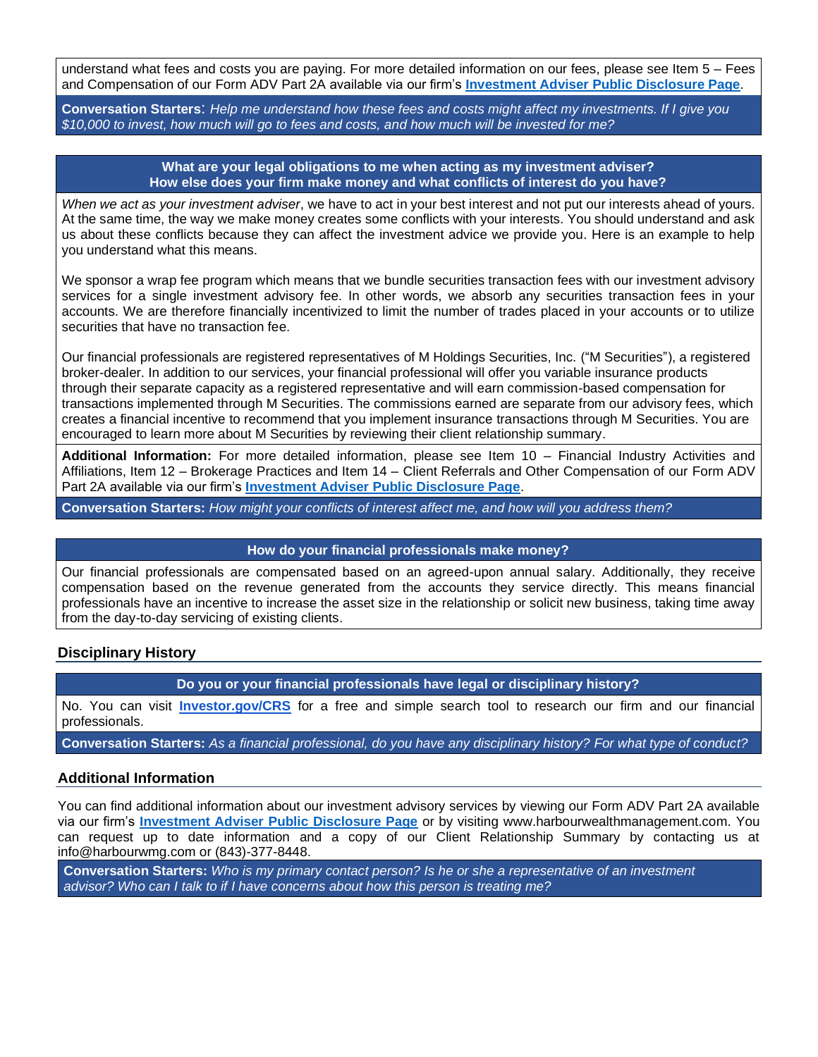understand what fees and costs you are paying. For more detailed information on our fees, please see Item 5 – Fees and Compensation of our Form ADV Part 2A available via our firm's **Investment Adviser Public Disclosure Page**.

**Conversation Starters**: *Help me understand how these fees and costs might affect my investments. If I give you $10,000 to invest, how much will go to fees and costs, and how much will be invested for me?*

**What are your legal obligations to me when acting as my investment adviser?**
**How else does your firm make money and what conflicts of interest do you have?**

*When we act as your investment adviser*, we have to act in your best interest and not put our interests ahead of yours. At the same time, the way we make money creates some conflicts with your interests. You should understand and ask us about these conflicts because they can affect the investment advice we provide you. Here is an example to help you understand what this means.

We sponsor a wrap fee program which means that we bundle securities transaction fees with our investment advisory services for a single investment advisory fee. In other words, we absorb any securities transaction fees in your accounts. We are therefore financially incentivized to limit the number of trades placed in your accounts or to utilize securities that have no transaction fee.

Our financial professionals are registered representatives of M Holdings Securities, Inc. ("M Securities"), a registered broker-dealer. In addition to our services, your financial professional will offer you variable insurance products through their separate capacity as a registered representative and will earn commission-based compensation for transactions implemented through M Securities. The commissions earned are separate from our advisory fees, which creates a financial incentive to recommend that you implement insurance transactions through M Securities. You are encouraged to learn more about M Securities by reviewing their client relationship summary.

**Additional Information:** For more detailed information, please see Item 10 – Financial Industry Activities and Affiliations, Item 12 – Brokerage Practices and Item 14 – Client Referrals and Other Compensation of our Form ADV Part 2A available via our firm's **Investment Adviser Public Disclosure Page**.

**Conversation Starters:** *How might your conflicts of interest affect me, and how will you address them?*

**How do your financial professionals make money?**

Our financial professionals are compensated based on an agreed-upon annual salary. Additionally, they receive compensation based on the revenue generated from the accounts they service directly. This means financial professionals have an incentive to increase the asset size in the relationship or solicit new business, taking time away from the day-to-day servicing of existing clients.

## Disciplinary History

**Do you or your financial professionals have legal or disciplinary history?**

No. You can visit **Investor.gov/CRS** for a free and simple search tool to research our firm and our financial professionals.

**Conversation Starters:** *As a financial professional, do you have any disciplinary history? For what type of conduct?*

## Additional Information

You can find additional information about our investment advisory services by viewing our Form ADV Part 2A available via our firm's **Investment Adviser Public Disclosure Page** or by visiting www.harbourwealthmanagement.com. You can request up to date information and a copy of our Client Relationship Summary by contacting us at info@harbourwmg.com or (843)-377-8448.

**Conversation Starters:** *Who is my primary contact person? Is he or she a representative of an investment advisor? Who can I talk to if I have concerns about how this person is treating me?*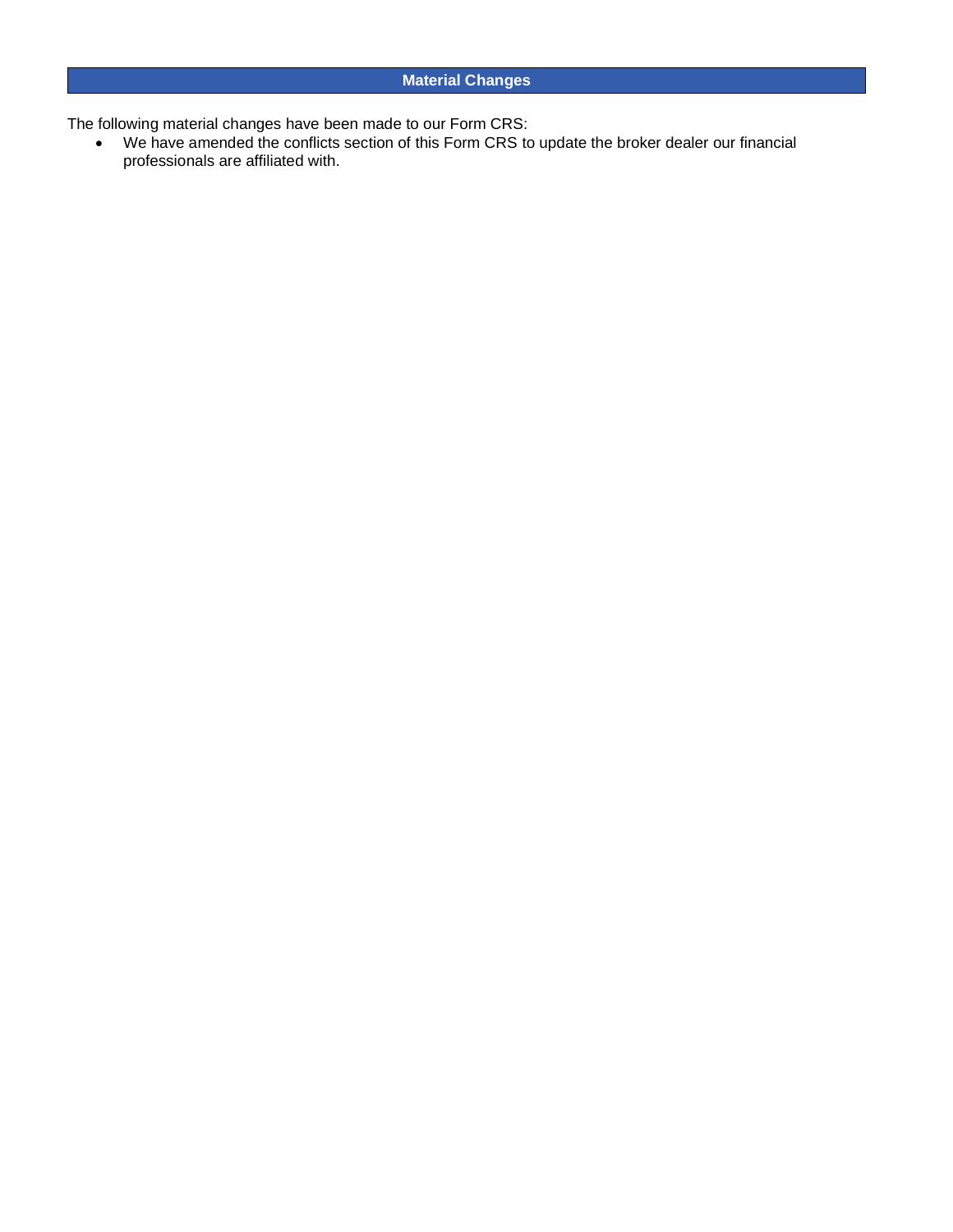## Material Changes

The following material changes have been made to our Form CRS:

- We have amended the conflicts section of this Form CRS to update the broker dealer our financial professionals are affiliated with.